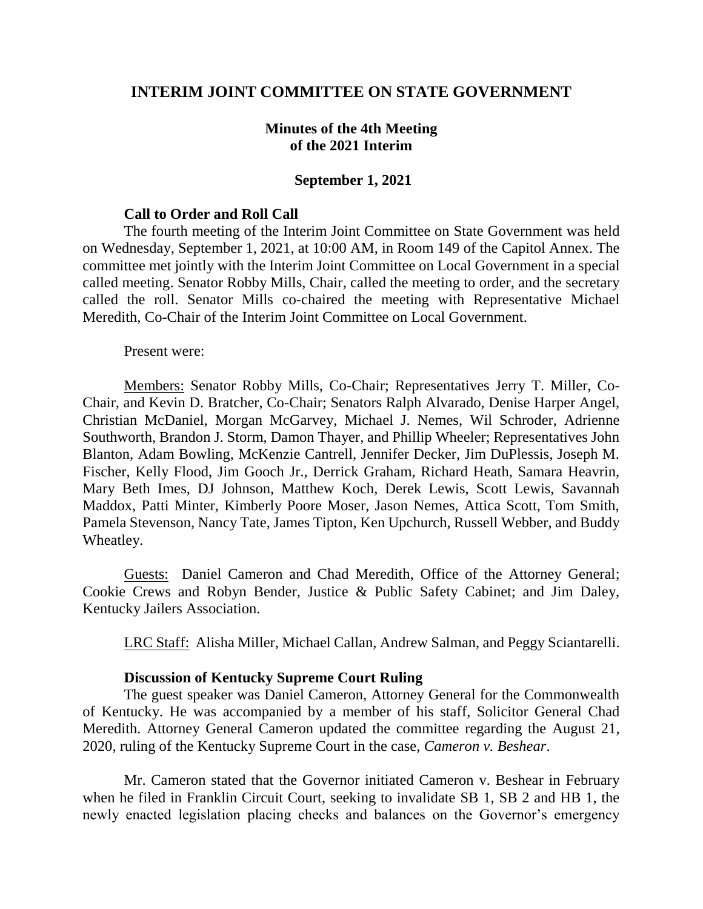# INTERIM JOINT COMMITTEE ON STATE GOVERNMENT

## Minutes of the 4th Meeting of the 2021 Interim

### September 1, 2021

**Call to Order and Roll Call**

The fourth meeting of the Interim Joint Committee on State Government was held on Wednesday, September 1, 2021, at 10:00 AM, in Room 149 of the Capitol Annex. The committee met jointly with the Interim Joint Committee on Local Government in a special called meeting. Senator Robby Mills, Chair, called the meeting to order, and the secretary called the roll. Senator Mills co-chaired the meeting with Representative Michael Meredith, Co-Chair of the Interim Joint Committee on Local Government.

Present were:

Members: Senator Robby Mills, Co-Chair; Representatives Jerry T. Miller, Co-Chair, and Kevin D. Bratcher, Co-Chair; Senators Ralph Alvarado, Denise Harper Angel, Christian McDaniel, Morgan McGarvey, Michael J. Nemes, Wil Schroder, Adrienne Southworth, Brandon J. Storm, Damon Thayer, and Phillip Wheeler; Representatives John Blanton, Adam Bowling, McKenzie Cantrell, Jennifer Decker, Jim DuPlessis, Joseph M. Fischer, Kelly Flood, Jim Gooch Jr., Derrick Graham, Richard Heath, Samara Heavrin, Mary Beth Imes, DJ Johnson, Matthew Koch, Derek Lewis, Scott Lewis, Savannah Maddox, Patti Minter, Kimberly Poore Moser, Jason Nemes, Attica Scott, Tom Smith, Pamela Stevenson, Nancy Tate, James Tipton, Ken Upchurch, Russell Webber, and Buddy Wheatley.

Guests: Daniel Cameron and Chad Meredith, Office of the Attorney General; Cookie Crews and Robyn Bender, Justice & Public Safety Cabinet; and Jim Daley, Kentucky Jailers Association.

LRC Staff: Alisha Miller, Michael Callan, Andrew Salman, and Peggy Sciantarelli.

**Discussion of Kentucky Supreme Court Ruling**

The guest speaker was Daniel Cameron, Attorney General for the Commonwealth of Kentucky. He was accompanied by a member of his staff, Solicitor General Chad Meredith. Attorney General Cameron updated the committee regarding the August 21, 2020, ruling of the Kentucky Supreme Court in the case, *Cameron v. Beshear*.

Mr. Cameron stated that the Governor initiated Cameron v. Beshear in February when he filed in Franklin Circuit Court, seeking to invalidate SB 1, SB 2 and HB 1, the newly enacted legislation placing checks and balances on the Governor's emergency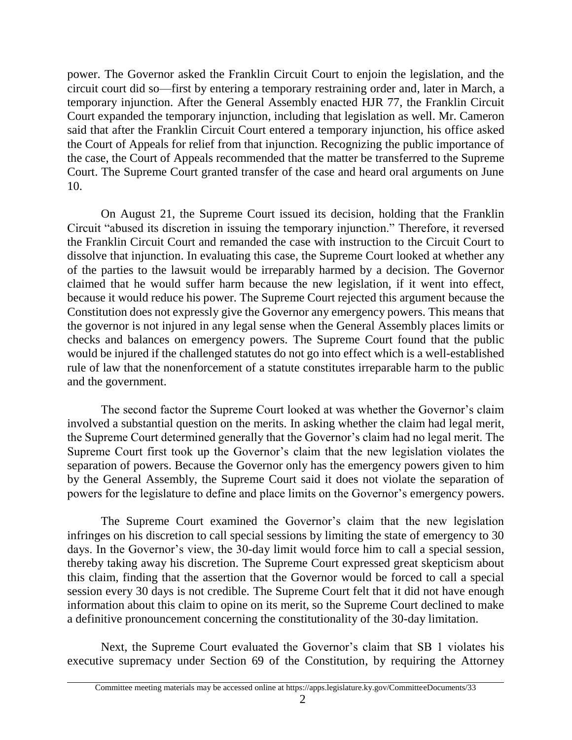power. The Governor asked the Franklin Circuit Court to enjoin the legislation, and the circuit court did so—first by entering a temporary restraining order and, later in March, a temporary injunction. After the General Assembly enacted HJR 77, the Franklin Circuit Court expanded the temporary injunction, including that legislation as well. Mr. Cameron said that after the Franklin Circuit Court entered a temporary injunction, his office asked the Court of Appeals for relief from that injunction. Recognizing the public importance of the case, the Court of Appeals recommended that the matter be transferred to the Supreme Court. The Supreme Court granted transfer of the case and heard oral arguments on June 10.

On August 21, the Supreme Court issued its decision, holding that the Franklin Circuit "abused its discretion in issuing the temporary injunction." Therefore, it reversed the Franklin Circuit Court and remanded the case with instruction to the Circuit Court to dissolve that injunction. In evaluating this case, the Supreme Court looked at whether any of the parties to the lawsuit would be irreparably harmed by a decision. The Governor claimed that he would suffer harm because the new legislation, if it went into effect, because it would reduce his power. The Supreme Court rejected this argument because the Constitution does not expressly give the Governor any emergency powers. This means that the governor is not injured in any legal sense when the General Assembly places limits or checks and balances on emergency powers. The Supreme Court found that the public would be injured if the challenged statutes do not go into effect which is a well-established rule of law that the nonenforcement of a statute constitutes irreparable harm to the public and the government.

The second factor the Supreme Court looked at was whether the Governor's claim involved a substantial question on the merits. In asking whether the claim had legal merit, the Supreme Court determined generally that the Governor's claim had no legal merit. The Supreme Court first took up the Governor's claim that the new legislation violates the separation of powers. Because the Governor only has the emergency powers given to him by the General Assembly, the Supreme Court said it does not violate the separation of powers for the legislature to define and place limits on the Governor's emergency powers.

The Supreme Court examined the Governor's claim that the new legislation infringes on his discretion to call special sessions by limiting the state of emergency to 30 days. In the Governor's view, the 30-day limit would force him to call a special session, thereby taking away his discretion. The Supreme Court expressed great skepticism about this claim, finding that the assertion that the Governor would be forced to call a special session every 30 days is not credible. The Supreme Court felt that it did not have enough information about this claim to opine on its merit, so the Supreme Court declined to make a definitive pronouncement concerning the constitutionality of the 30-day limitation.

Next, the Supreme Court evaluated the Governor's claim that SB 1 violates his executive supremacy under Section 69 of the Constitution, by requiring the Attorney

Committee meeting materials may be accessed online at https://apps.legislature.ky.gov/CommitteeDocuments/33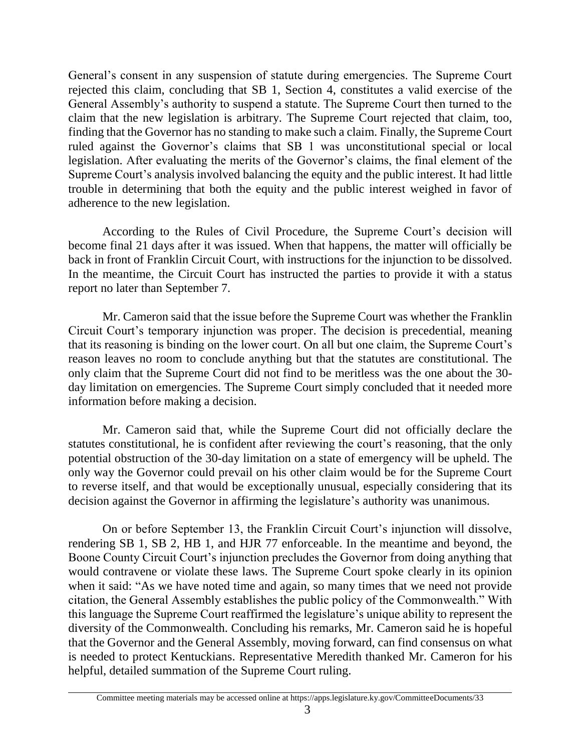General's consent in any suspension of statute during emergencies. The Supreme Court rejected this claim, concluding that SB 1, Section 4, constitutes a valid exercise of the General Assembly's authority to suspend a statute. The Supreme Court then turned to the claim that the new legislation is arbitrary. The Supreme Court rejected that claim, too, finding that the Governor has no standing to make such a claim. Finally, the Supreme Court ruled against the Governor's claims that SB 1 was unconstitutional special or local legislation. After evaluating the merits of the Governor's claims, the final element of the Supreme Court's analysis involved balancing the equity and the public interest. It had little trouble in determining that both the equity and the public interest weighed in favor of adherence to the new legislation.

According to the Rules of Civil Procedure, the Supreme Court's decision will become final 21 days after it was issued. When that happens, the matter will officially be back in front of Franklin Circuit Court, with instructions for the injunction to be dissolved. In the meantime, the Circuit Court has instructed the parties to provide it with a status report no later than September 7.

Mr. Cameron said that the issue before the Supreme Court was whether the Franklin Circuit Court's temporary injunction was proper. The decision is precedential, meaning that its reasoning is binding on the lower court. On all but one claim, the Supreme Court's reason leaves no room to conclude anything but that the statutes are constitutional. The only claim that the Supreme Court did not find to be meritless was the one about the 30-day limitation on emergencies. The Supreme Court simply concluded that it needed more information before making a decision.

Mr. Cameron said that, while the Supreme Court did not officially declare the statutes constitutional, he is confident after reviewing the court's reasoning, that the only potential obstruction of the 30-day limitation on a state of emergency will be upheld. The only way the Governor could prevail on his other claim would be for the Supreme Court to reverse itself, and that would be exceptionally unusual, especially considering that its decision against the Governor in affirming the legislature's authority was unanimous.

On or before September 13, the Franklin Circuit Court's injunction will dissolve, rendering SB 1, SB 2, HB 1, and HJR 77 enforceable. In the meantime and beyond, the Boone County Circuit Court's injunction precludes the Governor from doing anything that would contravene or violate these laws. The Supreme Court spoke clearly in its opinion when it said: "As we have noted time and again, so many times that we need not provide citation, the General Assembly establishes the public policy of the Commonwealth." With this language the Supreme Court reaffirmed the legislature's unique ability to represent the diversity of the Commonwealth. Concluding his remarks, Mr. Cameron said he is hopeful that the Governor and the General Assembly, moving forward, can find consensus on what is needed to protect Kentuckians. Representative Meredith thanked Mr. Cameron for his helpful, detailed summation of the Supreme Court ruling.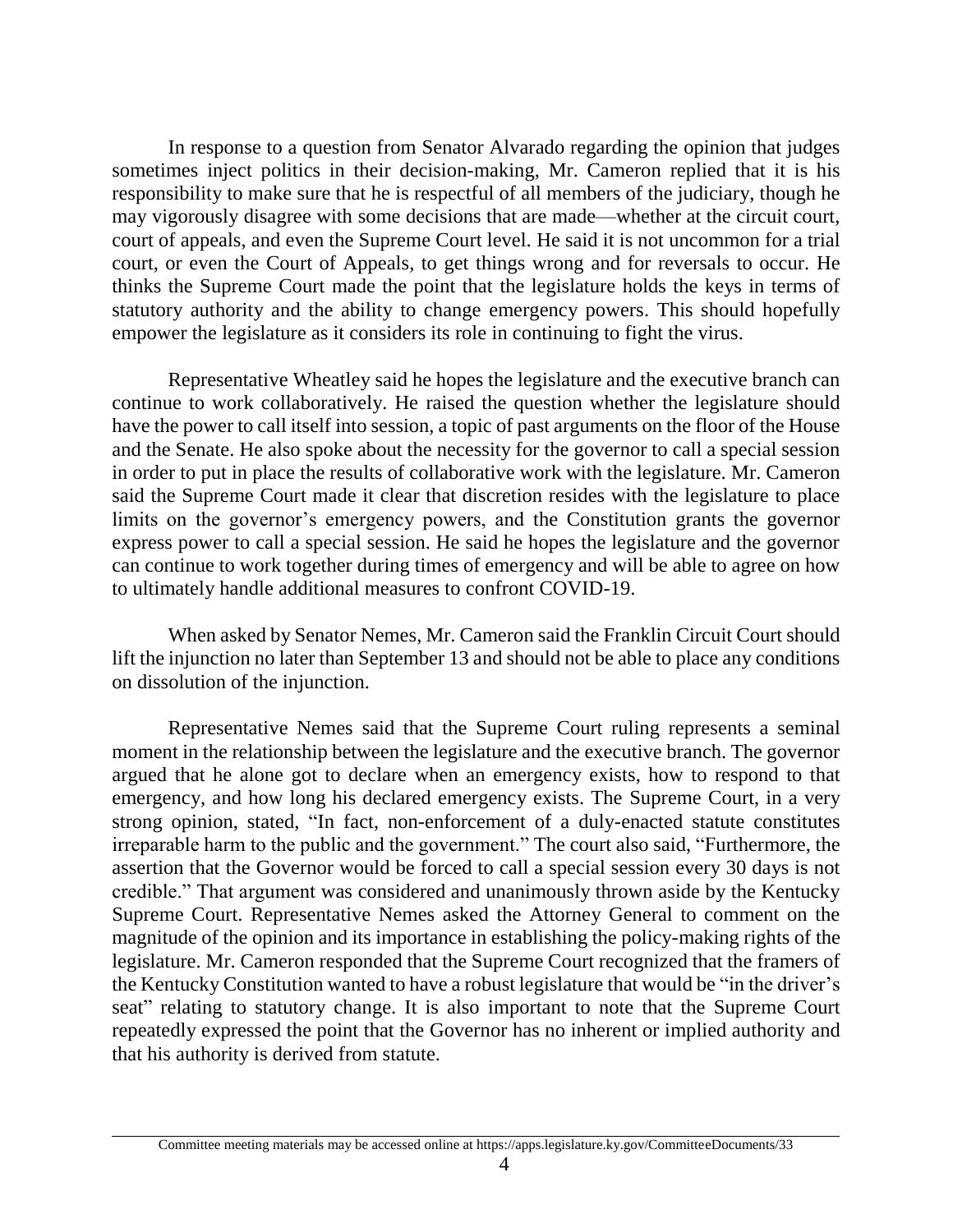In response to a question from Senator Alvarado regarding the opinion that judges sometimes inject politics in their decision-making, Mr. Cameron replied that it is his responsibility to make sure that he is respectful of all members of the judiciary, though he may vigorously disagree with some decisions that are made—whether at the circuit court, court of appeals, and even the Supreme Court level. He said it is not uncommon for a trial court, or even the Court of Appeals, to get things wrong and for reversals to occur. He thinks the Supreme Court made the point that the legislature holds the keys in terms of statutory authority and the ability to change emergency powers. This should hopefully empower the legislature as it considers its role in continuing to fight the virus.

Representative Wheatley said he hopes the legislature and the executive branch can continue to work collaboratively. He raised the question whether the legislature should have the power to call itself into session, a topic of past arguments on the floor of the House and the Senate. He also spoke about the necessity for the governor to call a special session in order to put in place the results of collaborative work with the legislature. Mr. Cameron said the Supreme Court made it clear that discretion resides with the legislature to place limits on the governor's emergency powers, and the Constitution grants the governor express power to call a special session. He said he hopes the legislature and the governor can continue to work together during times of emergency and will be able to agree on how to ultimately handle additional measures to confront COVID-19.

When asked by Senator Nemes, Mr. Cameron said the Franklin Circuit Court should lift the injunction no later than September 13 and should not be able to place any conditions on dissolution of the injunction.

Representative Nemes said that the Supreme Court ruling represents a seminal moment in the relationship between the legislature and the executive branch. The governor argued that he alone got to declare when an emergency exists, how to respond to that emergency, and how long his declared emergency exists. The Supreme Court, in a very strong opinion, stated, "In fact, non-enforcement of a duly-enacted statute constitutes irreparable harm to the public and the government." The court also said, "Furthermore, the assertion that the Governor would be forced to call a special session every 30 days is not credible." That argument was considered and unanimously thrown aside by the Kentucky Supreme Court. Representative Nemes asked the Attorney General to comment on the magnitude of the opinion and its importance in establishing the policy-making rights of the legislature. Mr. Cameron responded that the Supreme Court recognized that the framers of the Kentucky Constitution wanted to have a robust legislature that would be "in the driver's seat" relating to statutory change. It is also important to note that the Supreme Court repeatedly expressed the point that the Governor has no inherent or implied authority and that his authority is derived from statute.

Committee meeting materials may be accessed online at https://apps.legislature.ky.gov/CommitteeDocuments/33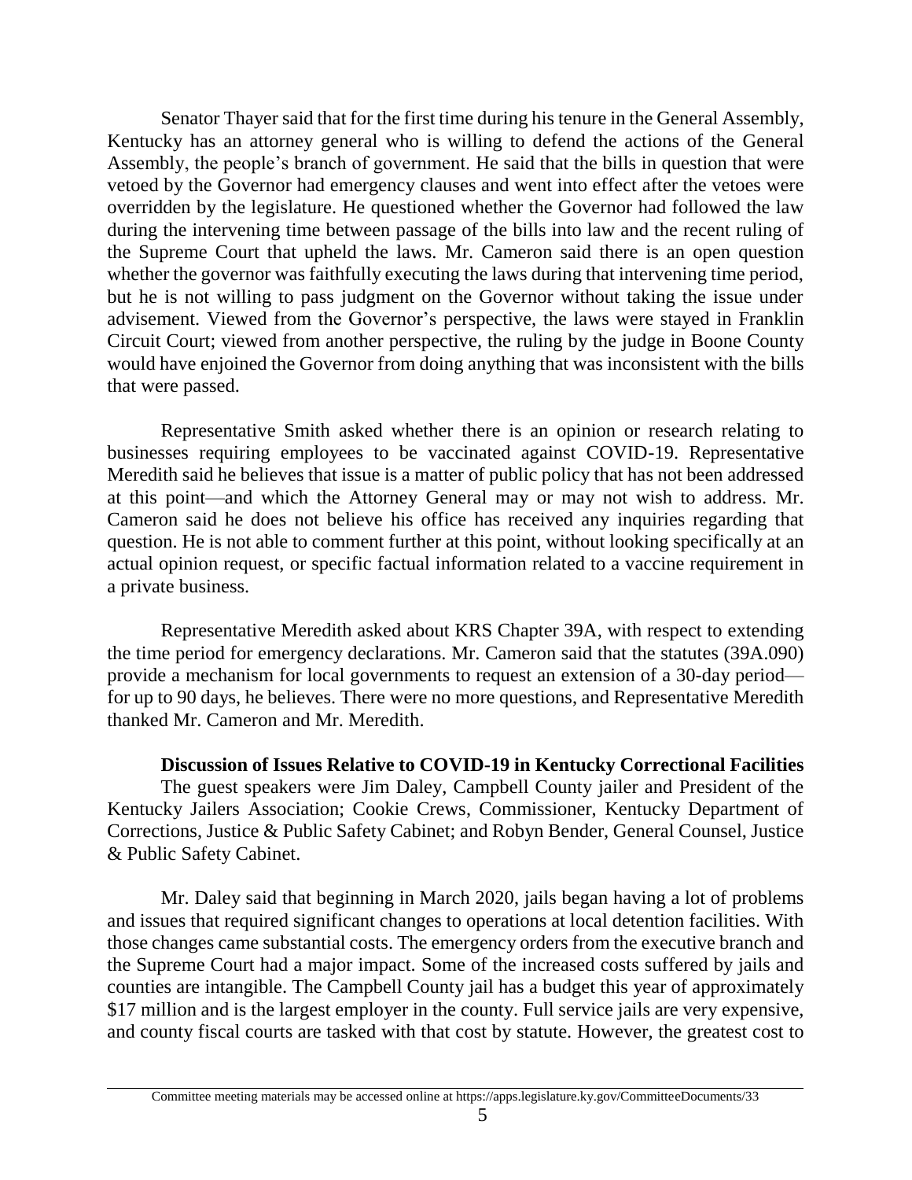Senator Thayer said that for the first time during his tenure in the General Assembly, Kentucky has an attorney general who is willing to defend the actions of the General Assembly, the people's branch of government. He said that the bills in question that were vetoed by the Governor had emergency clauses and went into effect after the vetoes were overridden by the legislature. He questioned whether the Governor had followed the law during the intervening time between passage of the bills into law and the recent ruling of the Supreme Court that upheld the laws. Mr. Cameron said there is an open question whether the governor was faithfully executing the laws during that intervening time period, but he is not willing to pass judgment on the Governor without taking the issue under advisement. Viewed from the Governor's perspective, the laws were stayed in Franklin Circuit Court; viewed from another perspective, the ruling by the judge in Boone County would have enjoined the Governor from doing anything that was inconsistent with the bills that were passed.

Representative Smith asked whether there is an opinion or research relating to businesses requiring employees to be vaccinated against COVID-19. Representative Meredith said he believes that issue is a matter of public policy that has not been addressed at this point—and which the Attorney General may or may not wish to address. Mr. Cameron said he does not believe his office has received any inquiries regarding that question. He is not able to comment further at this point, without looking specifically at an actual opinion request, or specific factual information related to a vaccine requirement in a private business.

Representative Meredith asked about KRS Chapter 39A, with respect to extending the time period for emergency declarations. Mr. Cameron said that the statutes (39A.090) provide a mechanism for local governments to request an extension of a 30-day period—for up to 90 days, he believes. There were no more questions, and Representative Meredith thanked Mr. Cameron and Mr. Meredith.

**Discussion of Issues Relative to COVID-19 in Kentucky Correctional Facilities**

The guest speakers were Jim Daley, Campbell County jailer and President of the Kentucky Jailers Association; Cookie Crews, Commissioner, Kentucky Department of Corrections, Justice & Public Safety Cabinet; and Robyn Bender, General Counsel, Justice & Public Safety Cabinet.

Mr. Daley said that beginning in March 2020, jails began having a lot of problems and issues that required significant changes to operations at local detention facilities. With those changes came substantial costs. The emergency orders from the executive branch and the Supreme Court had a major impact. Some of the increased costs suffered by jails and counties are intangible. The Campbell County jail has a budget this year of approximately $17 million and is the largest employer in the county. Full service jails are very expensive, and county fiscal courts are tasked with that cost by statute. However, the greatest cost to

Committee meeting materials may be accessed online at https://apps.legislature.ky.gov/CommitteeDocuments/33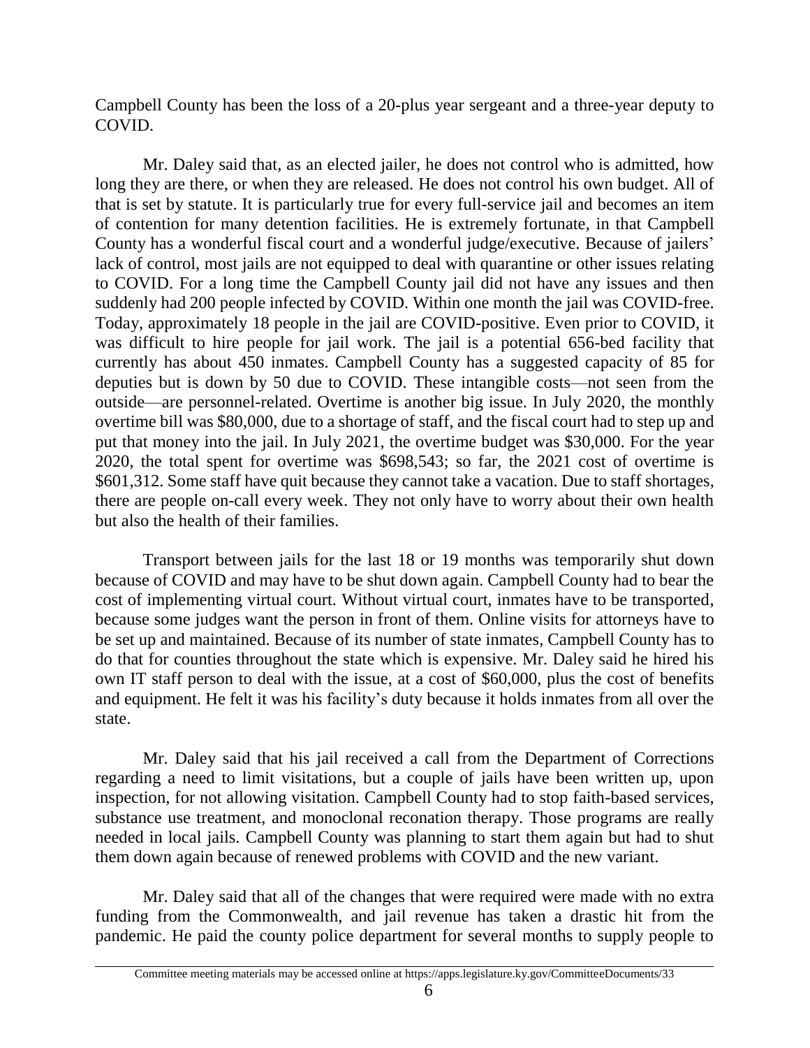Campbell County has been the loss of a 20-plus year sergeant and a three-year deputy to COVID.

Mr. Daley said that, as an elected jailer, he does not control who is admitted, how long they are there, or when they are released. He does not control his own budget. All of that is set by statute. It is particularly true for every full-service jail and becomes an item of contention for many detention facilities. He is extremely fortunate, in that Campbell County has a wonderful fiscal court and a wonderful judge/executive. Because of jailers' lack of control, most jails are not equipped to deal with quarantine or other issues relating to COVID. For a long time the Campbell County jail did not have any issues and then suddenly had 200 people infected by COVID. Within one month the jail was COVID-free. Today, approximately 18 people in the jail are COVID-positive. Even prior to COVID, it was difficult to hire people for jail work. The jail is a potential 656-bed facility that currently has about 450 inmates. Campbell County has a suggested capacity of 85 for deputies but is down by 50 due to COVID. These intangible costs—not seen from the outside—are personnel-related. Overtime is another big issue. In July 2020, the monthly overtime bill was $80,000, due to a shortage of staff, and the fiscal court had to step up and put that money into the jail. In July 2021, the overtime budget was $30,000. For the year 2020, the total spent for overtime was $698,543; so far, the 2021 cost of overtime is $601,312. Some staff have quit because they cannot take a vacation. Due to staff shortages, there are people on-call every week. They not only have to worry about their own health but also the health of their families.

Transport between jails for the last 18 or 19 months was temporarily shut down because of COVID and may have to be shut down again. Campbell County had to bear the cost of implementing virtual court. Without virtual court, inmates have to be transported, because some judges want the person in front of them. Online visits for attorneys have to be set up and maintained. Because of its number of state inmates, Campbell County has to do that for counties throughout the state which is expensive. Mr. Daley said he hired his own IT staff person to deal with the issue, at a cost of $60,000, plus the cost of benefits and equipment. He felt it was his facility's duty because it holds inmates from all over the state.

Mr. Daley said that his jail received a call from the Department of Corrections regarding a need to limit visitations, but a couple of jails have been written up, upon inspection, for not allowing visitation. Campbell County had to stop faith-based services, substance use treatment, and monoclonal reconation therapy. Those programs are really needed in local jails. Campbell County was planning to start them again but had to shut them down again because of renewed problems with COVID and the new variant.

Mr. Daley said that all of the changes that were required were made with no extra funding from the Commonwealth, and jail revenue has taken a drastic hit from the pandemic. He paid the county police department for several months to supply people to

Committee meeting materials may be accessed online at https://apps.legislature.ky.gov/CommitteeDocuments/33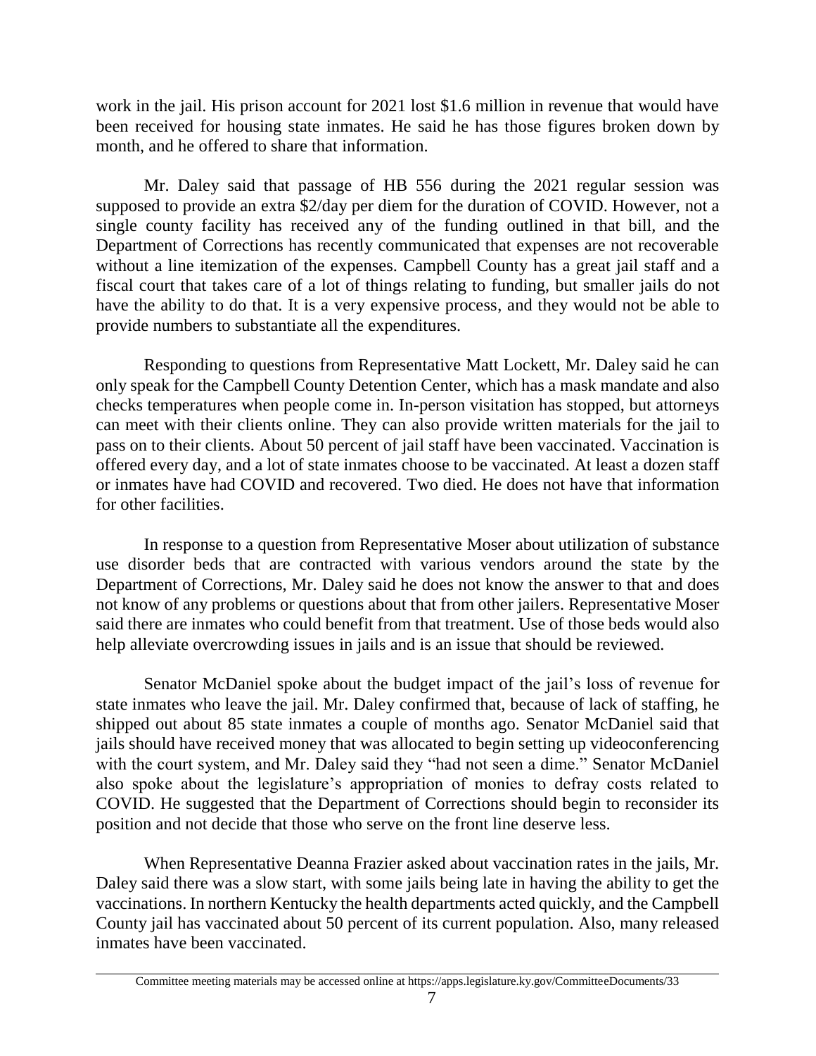work in the jail. His prison account for 2021 lost $1.6 million in revenue that would have been received for housing state inmates. He said he has those figures broken down by month, and he offered to share that information.

Mr. Daley said that passage of HB 556 during the 2021 regular session was supposed to provide an extra $2/day per diem for the duration of COVID. However, not a single county facility has received any of the funding outlined in that bill, and the Department of Corrections has recently communicated that expenses are not recoverable without a line itemization of the expenses. Campbell County has a great jail staff and a fiscal court that takes care of a lot of things relating to funding, but smaller jails do not have the ability to do that. It is a very expensive process, and they would not be able to provide numbers to substantiate all the expenditures.

Responding to questions from Representative Matt Lockett, Mr. Daley said he can only speak for the Campbell County Detention Center, which has a mask mandate and also checks temperatures when people come in. In-person visitation has stopped, but attorneys can meet with their clients online. They can also provide written materials for the jail to pass on to their clients. About 50 percent of jail staff have been vaccinated. Vaccination is offered every day, and a lot of state inmates choose to be vaccinated. At least a dozen staff or inmates have had COVID and recovered. Two died. He does not have that information for other facilities.

In response to a question from Representative Moser about utilization of substance use disorder beds that are contracted with various vendors around the state by the Department of Corrections, Mr. Daley said he does not know the answer to that and does not know of any problems or questions about that from other jailers. Representative Moser said there are inmates who could benefit from that treatment. Use of those beds would also help alleviate overcrowding issues in jails and is an issue that should be reviewed.

Senator McDaniel spoke about the budget impact of the jail's loss of revenue for state inmates who leave the jail. Mr. Daley confirmed that, because of lack of staffing, he shipped out about 85 state inmates a couple of months ago. Senator McDaniel said that jails should have received money that was allocated to begin setting up videoconferencing with the court system, and Mr. Daley said they "had not seen a dime." Senator McDaniel also spoke about the legislature's appropriation of monies to defray costs related to COVID. He suggested that the Department of Corrections should begin to reconsider its position and not decide that those who serve on the front line deserve less.

When Representative Deanna Frazier asked about vaccination rates in the jails, Mr. Daley said there was a slow start, with some jails being late in having the ability to get the vaccinations. In northern Kentucky the health departments acted quickly, and the Campbell County jail has vaccinated about 50 percent of its current population. Also, many released inmates have been vaccinated.

Committee meeting materials may be accessed online at https://apps.legislature.ky.gov/CommitteeDocuments/33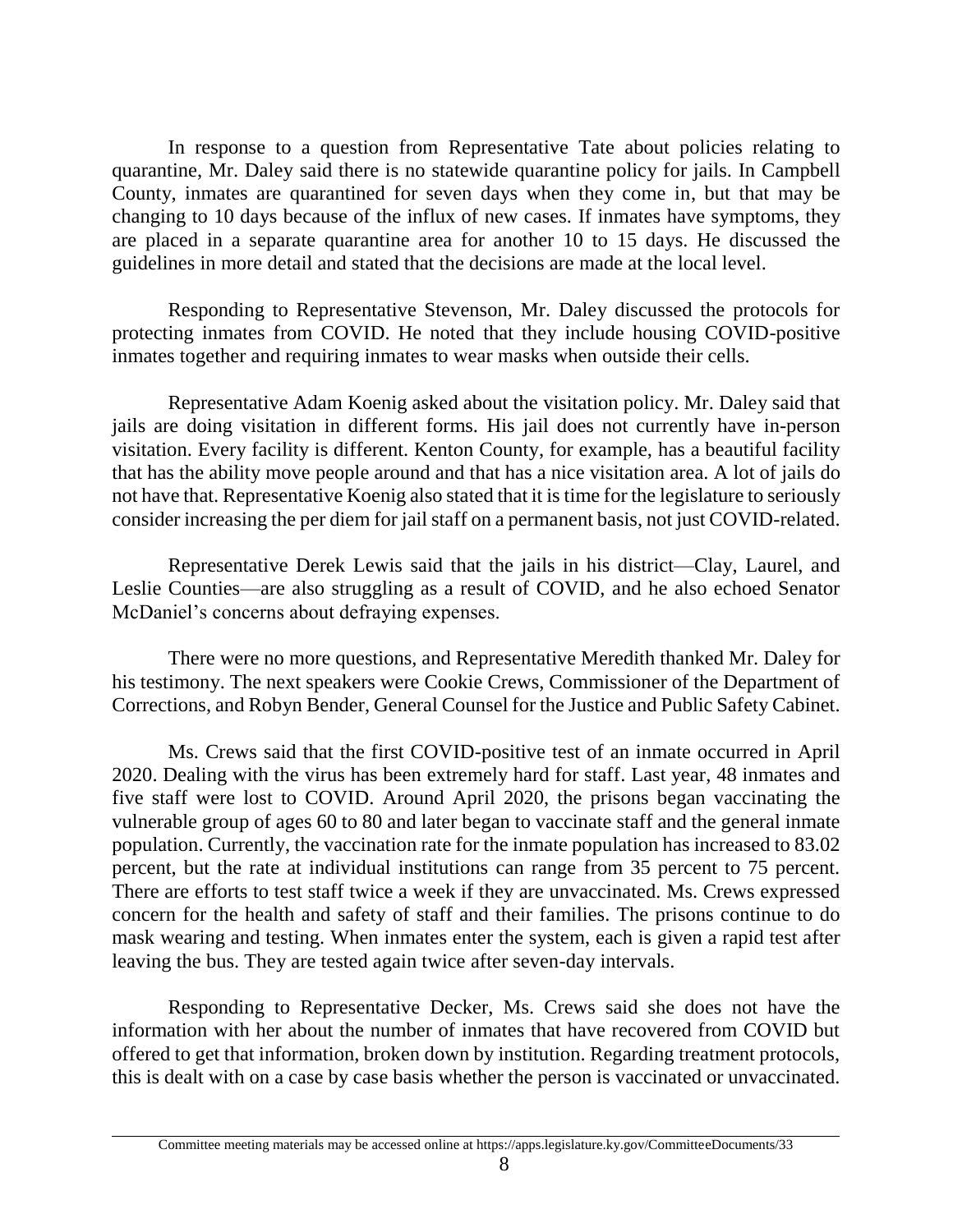In response to a question from Representative Tate about policies relating to quarantine, Mr. Daley said there is no statewide quarantine policy for jails. In Campbell County, inmates are quarantined for seven days when they come in, but that may be changing to 10 days because of the influx of new cases. If inmates have symptoms, they are placed in a separate quarantine area for another 10 to 15 days. He discussed the guidelines in more detail and stated that the decisions are made at the local level.

Responding to Representative Stevenson, Mr. Daley discussed the protocols for protecting inmates from COVID. He noted that they include housing COVID-positive inmates together and requiring inmates to wear masks when outside their cells.

Representative Adam Koenig asked about the visitation policy. Mr. Daley said that jails are doing visitation in different forms. His jail does not currently have in-person visitation. Every facility is different. Kenton County, for example, has a beautiful facility that has the ability move people around and that has a nice visitation area. A lot of jails do not have that. Representative Koenig also stated that it is time for the legislature to seriously consider increasing the per diem for jail staff on a permanent basis, not just COVID-related.

Representative Derek Lewis said that the jails in his district—Clay, Laurel, and Leslie Counties—are also struggling as a result of COVID, and he also echoed Senator McDaniel's concerns about defraying expenses.

There were no more questions, and Representative Meredith thanked Mr. Daley for his testimony. The next speakers were Cookie Crews, Commissioner of the Department of Corrections, and Robyn Bender, General Counsel for the Justice and Public Safety Cabinet.

Ms. Crews said that the first COVID-positive test of an inmate occurred in April 2020. Dealing with the virus has been extremely hard for staff. Last year, 48 inmates and five staff were lost to COVID. Around April 2020, the prisons began vaccinating the vulnerable group of ages 60 to 80 and later began to vaccinate staff and the general inmate population. Currently, the vaccination rate for the inmate population has increased to 83.02 percent, but the rate at individual institutions can range from 35 percent to 75 percent. There are efforts to test staff twice a week if they are unvaccinated. Ms. Crews expressed concern for the health and safety of staff and their families. The prisons continue to do mask wearing and testing. When inmates enter the system, each is given a rapid test after leaving the bus. They are tested again twice after seven-day intervals.

Responding to Representative Decker, Ms. Crews said she does not have the information with her about the number of inmates that have recovered from COVID but offered to get that information, broken down by institution. Regarding treatment protocols, this is dealt with on a case by case basis whether the person is vaccinated or unvaccinated.

Committee meeting materials may be accessed online at https://apps.legislature.ky.gov/CommitteeDocuments/33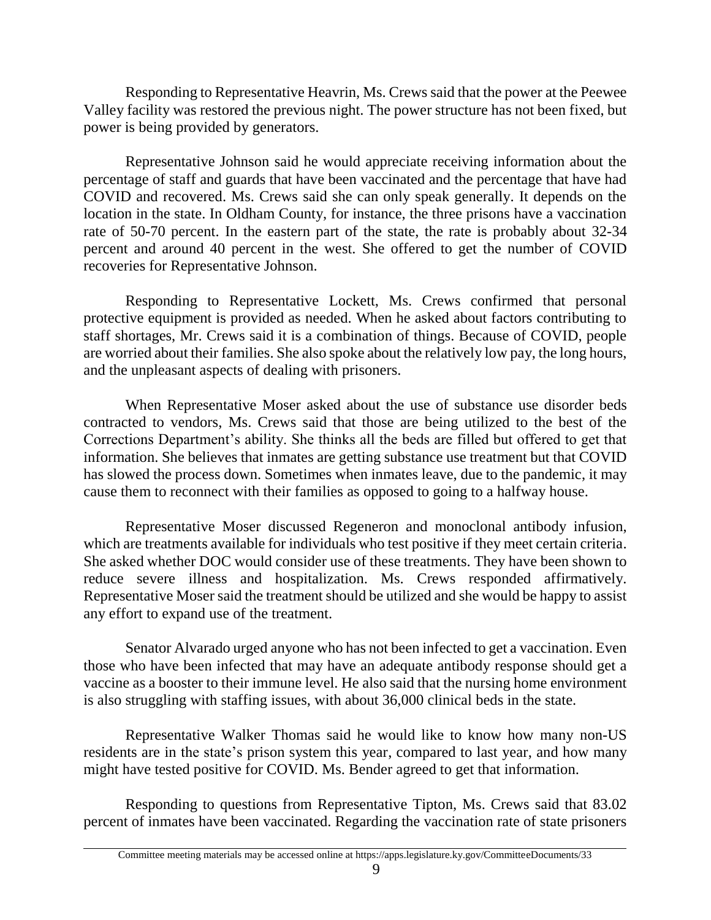Responding to Representative Heavrin, Ms. Crews said that the power at the Peewee Valley facility was restored the previous night. The power structure has not been fixed, but power is being provided by generators.

Representative Johnson said he would appreciate receiving information about the percentage of staff and guards that have been vaccinated and the percentage that have had COVID and recovered. Ms. Crews said she can only speak generally. It depends on the location in the state. In Oldham County, for instance, the three prisons have a vaccination rate of 50-70 percent. In the eastern part of the state, the rate is probably about 32-34 percent and around 40 percent in the west. She offered to get the number of COVID recoveries for Representative Johnson.

Responding to Representative Lockett, Ms. Crews confirmed that personal protective equipment is provided as needed. When he asked about factors contributing to staff shortages, Mr. Crews said it is a combination of things. Because of COVID, people are worried about their families. She also spoke about the relatively low pay, the long hours, and the unpleasant aspects of dealing with prisoners.

When Representative Moser asked about the use of substance use disorder beds contracted to vendors, Ms. Crews said that those are being utilized to the best of the Corrections Department's ability. She thinks all the beds are filled but offered to get that information. She believes that inmates are getting substance use treatment but that COVID has slowed the process down. Sometimes when inmates leave, due to the pandemic, it may cause them to reconnect with their families as opposed to going to a halfway house.

Representative Moser discussed Regeneron and monoclonal antibody infusion, which are treatments available for individuals who test positive if they meet certain criteria. She asked whether DOC would consider use of these treatments. They have been shown to reduce severe illness and hospitalization. Ms. Crews responded affirmatively. Representative Moser said the treatment should be utilized and she would be happy to assist any effort to expand use of the treatment.

Senator Alvarado urged anyone who has not been infected to get a vaccination. Even those who have been infected that may have an adequate antibody response should get a vaccine as a booster to their immune level. He also said that the nursing home environment is also struggling with staffing issues, with about 36,000 clinical beds in the state.

Representative Walker Thomas said he would like to know how many non-US residents are in the state's prison system this year, compared to last year, and how many might have tested positive for COVID. Ms. Bender agreed to get that information.

Responding to questions from Representative Tipton, Ms. Crews said that 83.02 percent of inmates have been vaccinated. Regarding the vaccination rate of state prisoners

Committee meeting materials may be accessed online at https://apps.legislature.ky.gov/CommitteeDocuments/33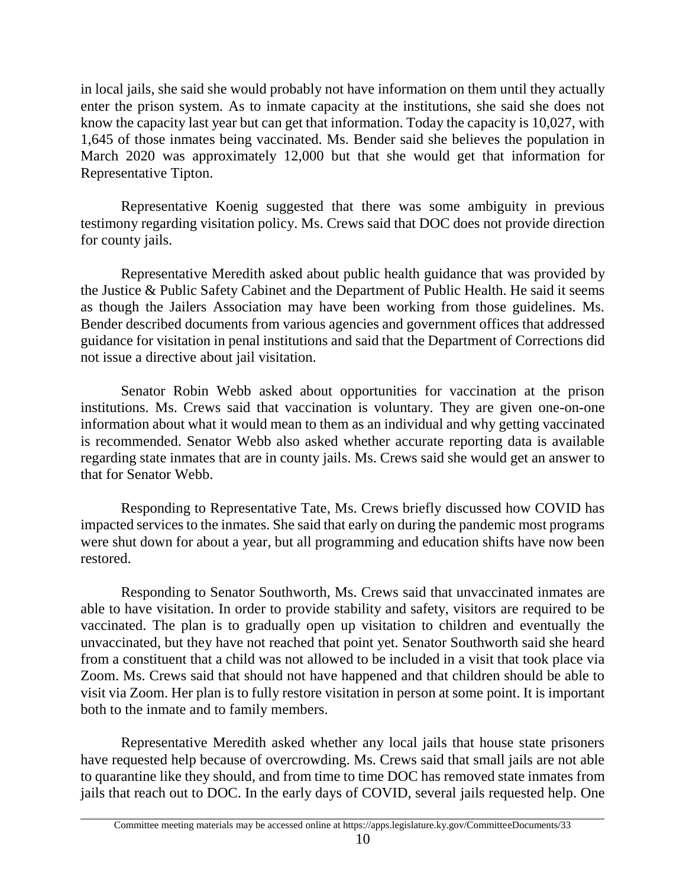in local jails, she said she would probably not have information on them until they actually enter the prison system. As to inmate capacity at the institutions, she said she does not know the capacity last year but can get that information. Today the capacity is 10,027, with 1,645 of those inmates being vaccinated. Ms. Bender said she believes the population in March 2020 was approximately 12,000 but that she would get that information for Representative Tipton.

Representative Koenig suggested that there was some ambiguity in previous testimony regarding visitation policy. Ms. Crews said that DOC does not provide direction for county jails.

Representative Meredith asked about public health guidance that was provided by the Justice & Public Safety Cabinet and the Department of Public Health. He said it seems as though the Jailers Association may have been working from those guidelines. Ms. Bender described documents from various agencies and government offices that addressed guidance for visitation in penal institutions and said that the Department of Corrections did not issue a directive about jail visitation.

Senator Robin Webb asked about opportunities for vaccination at the prison institutions. Ms. Crews said that vaccination is voluntary. They are given one-on-one information about what it would mean to them as an individual and why getting vaccinated is recommended. Senator Webb also asked whether accurate reporting data is available regarding state inmates that are in county jails. Ms. Crews said she would get an answer to that for Senator Webb.

Responding to Representative Tate, Ms. Crews briefly discussed how COVID has impacted services to the inmates. She said that early on during the pandemic most programs were shut down for about a year, but all programming and education shifts have now been restored.

Responding to Senator Southworth, Ms. Crews said that unvaccinated inmates are able to have visitation. In order to provide stability and safety, visitors are required to be vaccinated. The plan is to gradually open up visitation to children and eventually the unvaccinated, but they have not reached that point yet. Senator Southworth said she heard from a constituent that a child was not allowed to be included in a visit that took place via Zoom. Ms. Crews said that should not have happened and that children should be able to visit via Zoom. Her plan is to fully restore visitation in person at some point. It is important both to the inmate and to family members.

Representative Meredith asked whether any local jails that house state prisoners have requested help because of overcrowding. Ms. Crews said that small jails are not able to quarantine like they should, and from time to time DOC has removed state inmates from jails that reach out to DOC. In the early days of COVID, several jails requested help. One

Committee meeting materials may be accessed online at https://apps.legislature.ky.gov/CommitteeDocuments/33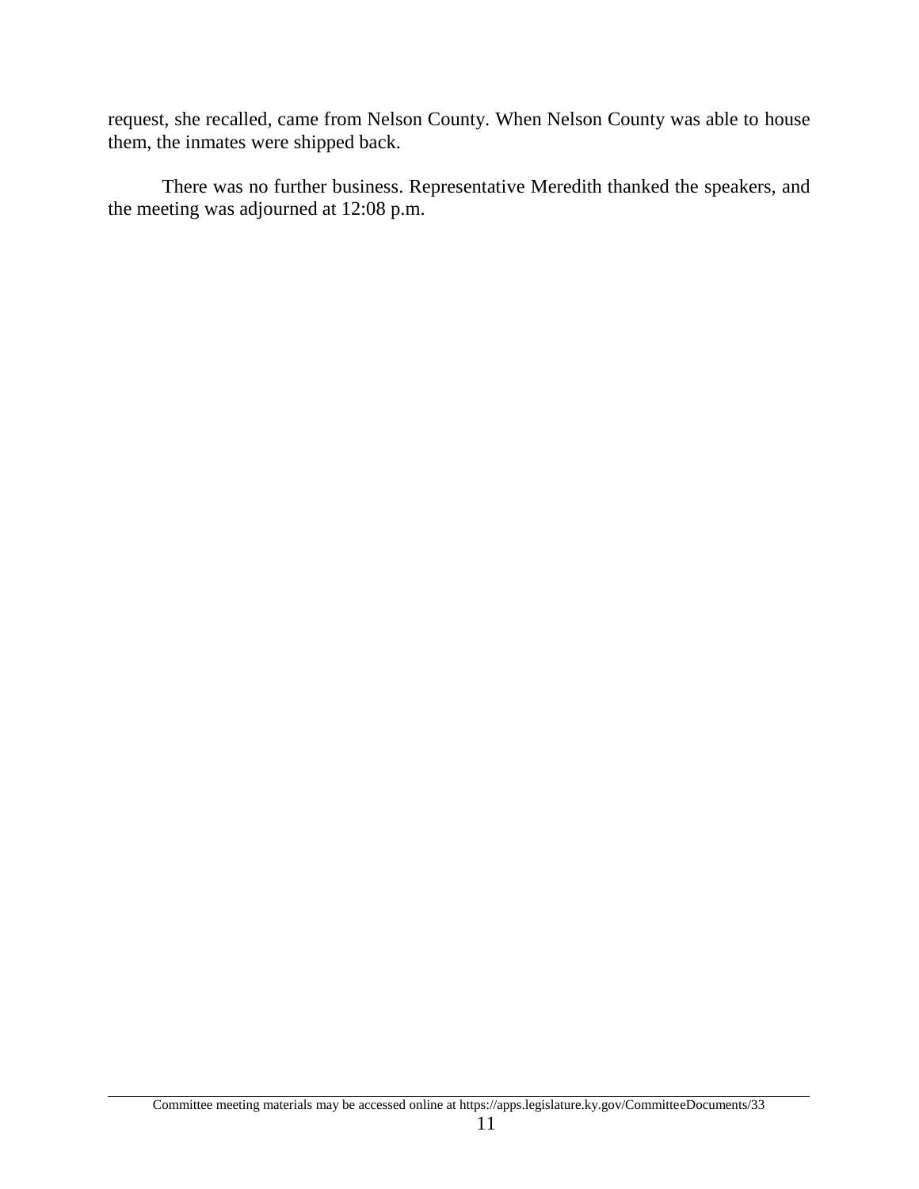request, she recalled, came from Nelson County. When Nelson County was able to house them, the inmates were shipped back.

There was no further business. Representative Meredith thanked the speakers, and the meeting was adjourned at 12:08 p.m.

Committee meeting materials may be accessed online at https://apps.legislature.ky.gov/CommitteeDocuments/33